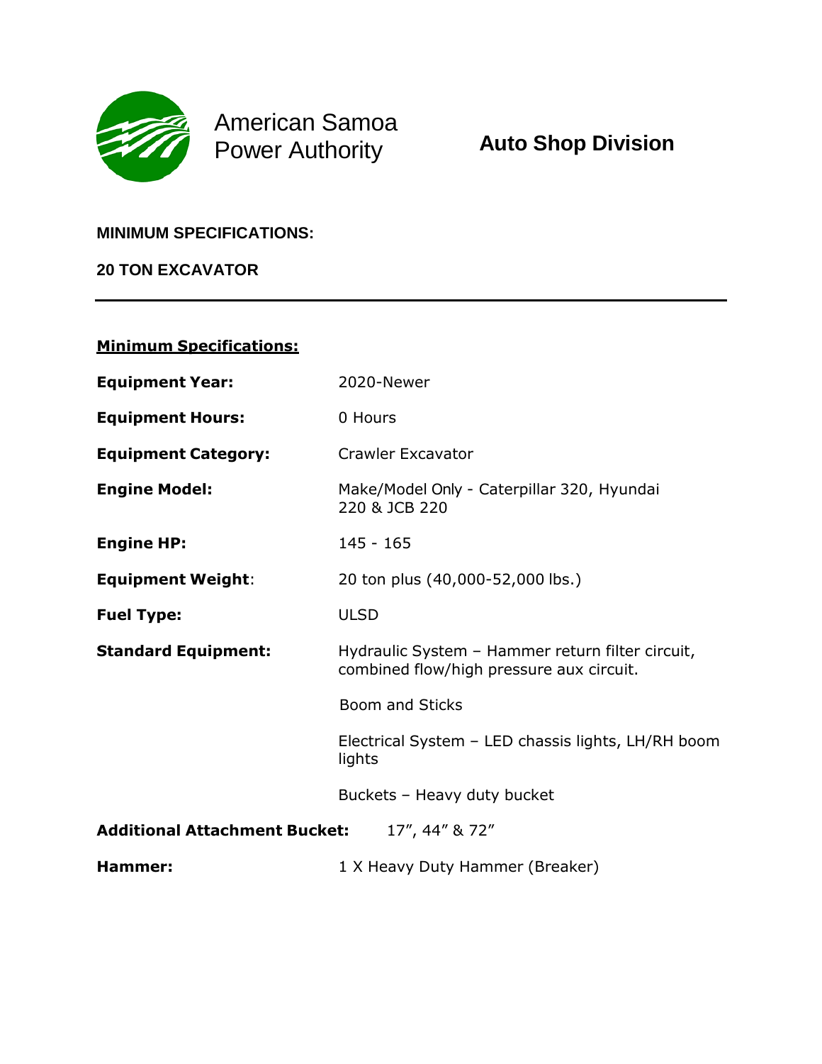American Samoa Power Authority

**Auto Shop Division**

**MINIMUM SPECIFICATIONS:**

**20 TON EXCAVATOR**

---

**Minimum Specifications:**

| | |
|---|---|
| **Equipment Year:** | 2020-Newer |
| **Equipment Hours:** | 0 Hours |
| **Equipment Category:** | Crawler Excavator |
| **Engine Model:** | Make/Model Only - Caterpillar 320, Hyundai 220 & JCB 220 |
| **Engine HP:** | 145 - 165 |
| **Equipment Weight:** | 20 ton plus (40,000-52,000 lbs.) |
| **Fuel Type:** | ULSD |
| **Standard Equipment:** | Hydraulic System – Hammer return filter circuit, combined flow/high pressure aux circuit. |
| | Boom and Sticks |
| | Electrical System – LED chassis lights, LH/RH boom lights |
| | Buckets – Heavy duty bucket |
| **Additional Attachment Bucket:** | 17", 44" & 72" |
| **Hammer:** | 1 X Heavy Duty Hammer (Breaker) |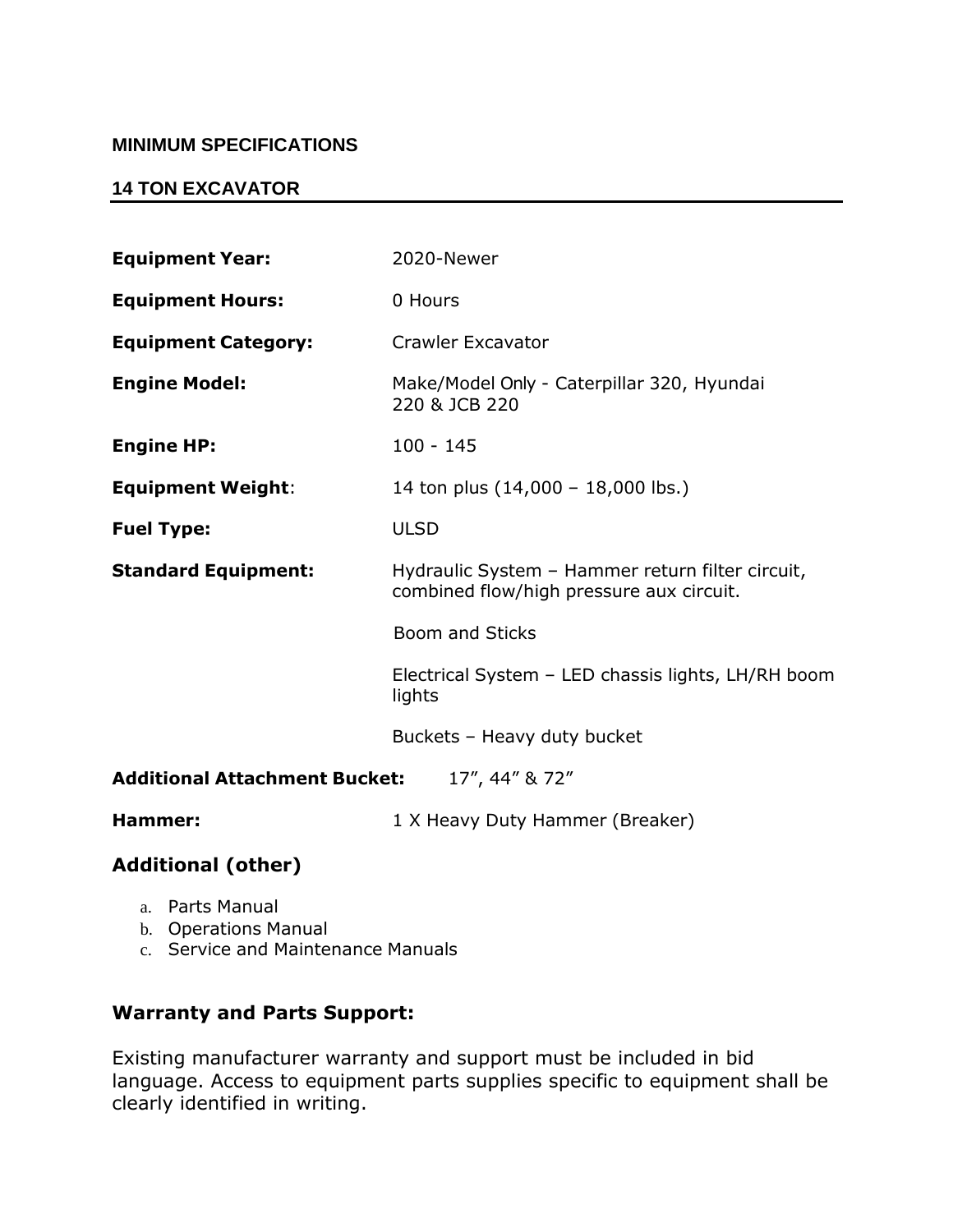## MINIMUM SPECIFICATIONS

## 14 TON EXCAVATOR

| | |
|---|---|
| **Equipment Year:** | 2020-Newer |
| **Equipment Hours:** | 0 Hours |
| **Equipment Category:** | Crawler Excavator |
| **Engine Model:** | Make/Model Only - Caterpillar 320, Hyundai 220 & JCB 220 |
| **Engine HP:** | 100 - 145 |
| **Equipment Weight**: | 14 ton plus (14,000 – 18,000 lbs.) |
| **Fuel Type:** | ULSD |
| **Standard Equipment:** | Hydraulic System – Hammer return filter circuit, combined flow/high pressure aux circuit. |
| | Boom and Sticks |
| | Electrical System – LED chassis lights, LH/RH boom lights |
| | Buckets – Heavy duty bucket |
| **Additional Attachment Bucket:** | 17”, 44” & 72” |
| **Hammer:** | 1 X Heavy Duty Hammer (Breaker) |

### Additional (other)

a. Parts Manual
b. Operations Manual
c. Service and Maintenance Manuals

### Warranty and Parts Support:

Existing manufacturer warranty and support must be included in bid language. Access to equipment parts supplies specific to equipment shall be clearly identified in writing.